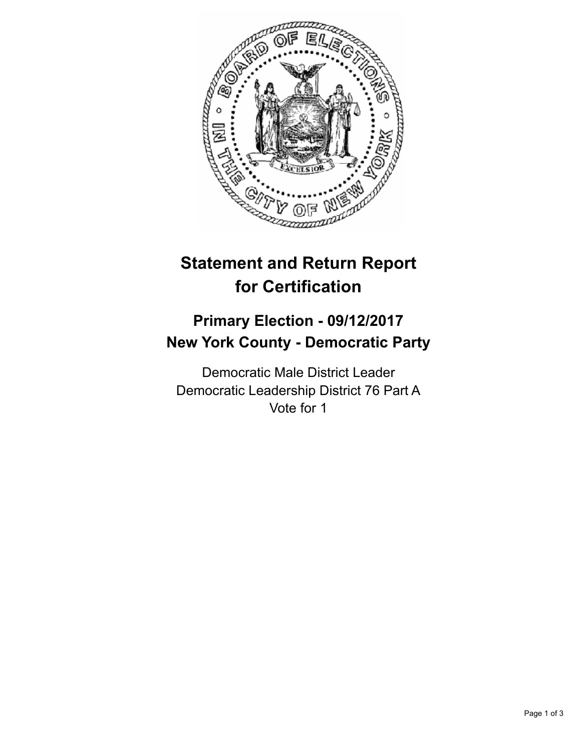# Statement and Return Report for Certification

## Primary Election - 09/12/2017
## New York County - Democratic Party

Democratic Male District Leader
Democratic Leadership District 76 Part A
Vote for 1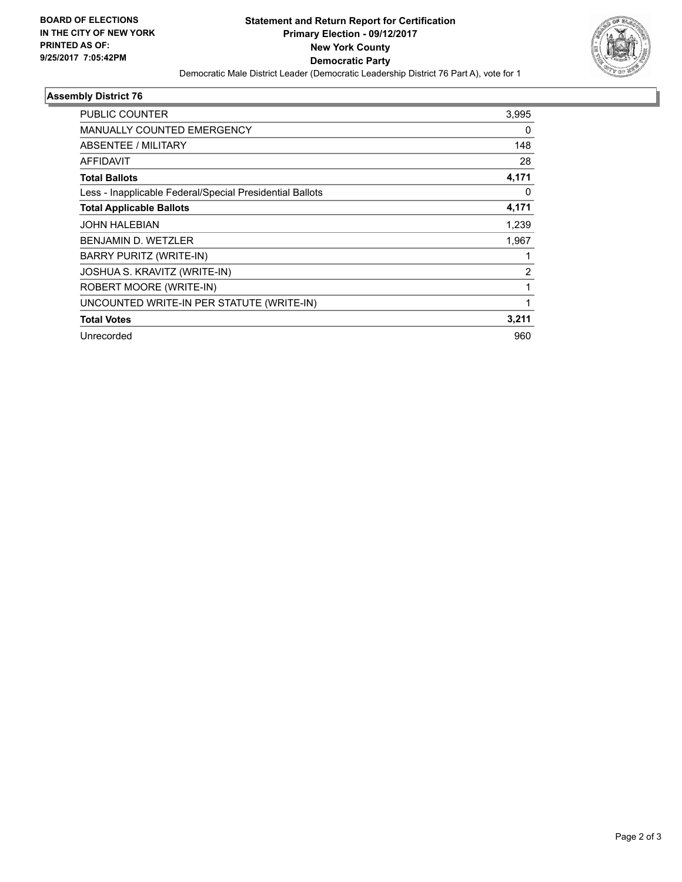**BOARD OF ELECTIONS IN THE CITY OF NEW YORK PRINTED AS OF: 9/25/2017 7:05:42PM**

# Statement and Return Report for Certification
## Primary Election - 09/12/2017
## New York County
## Democratic Party

Democratic Male District Leader (Democratic Leadership District 76 Part A), vote for 1

### Assembly District 76

| | |
|---|---|
| PUBLIC COUNTER | 3,995 |
| MANUALLY COUNTED EMERGENCY | 0 |
| ABSENTEE / MILITARY | 148 |
| AFFIDAVIT | 28 |
| **Total Ballots** | **4,171** |
| Less - Inapplicable Federal/Special Presidential Ballots | 0 |
| **Total Applicable Ballots** | **4,171** |
| JOHN HALEBIAN | 1,239 |
| BENJAMIN D. WETZLER | 1,967 |
| BARRY PURITZ (WRITE-IN) | 1 |
| JOSHUA S. KRAVITZ (WRITE-IN) | 2 |
| ROBERT MOORE (WRITE-IN) | 1 |
| UNCOUNTED WRITE-IN PER STATUTE (WRITE-IN) | 1 |
| **Total Votes** | **3,211** |
| Unrecorded | 960 |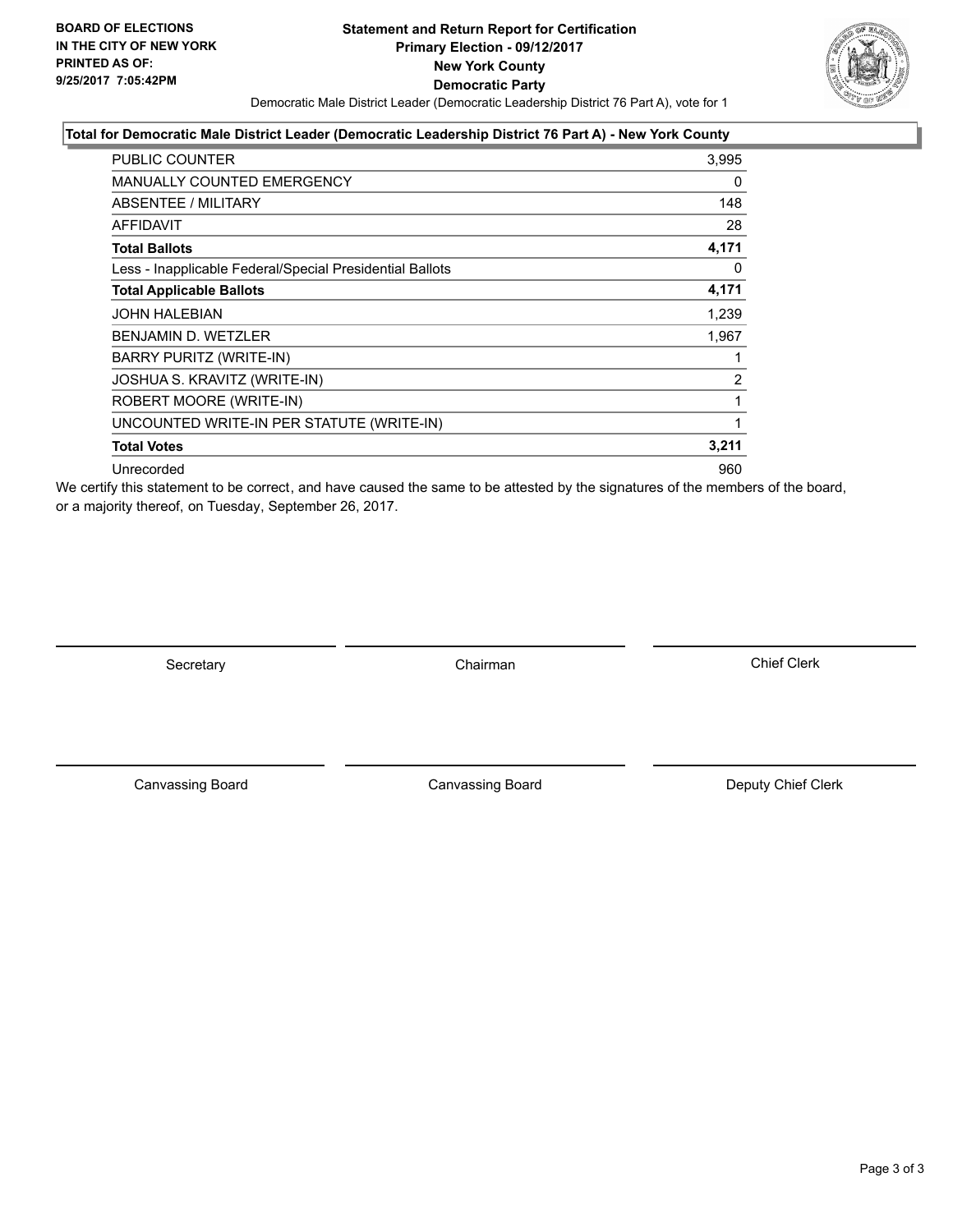**BOARD OF ELECTIONS IN THE CITY OF NEW YORK PRINTED AS OF: 9/25/2017 7:05:42PM**

## Statement and Return Report for Certification
## Primary Election - 09/12/2017
## New York County
## Democratic Party

Democratic Male District Leader (Democratic Leadership District 76 Part A), vote for 1

### Total for Democratic Male District Leader (Democratic Leadership District 76 Part A) - New York County

| | |
|---|---|
| PUBLIC COUNTER | 3,995 |
| MANUALLY COUNTED EMERGENCY | 0 |
| ABSENTEE / MILITARY | 148 |
| AFFIDAVIT | 28 |
| **Total Ballots** | **4,171** |
| Less - Inapplicable Federal/Special Presidential Ballots | 0 |
| **Total Applicable Ballots** | **4,171** |
| JOHN HALEBIAN | 1,239 |
| BENJAMIN D. WETZLER | 1,967 |
| BARRY PURITZ (WRITE-IN) | 1 |
| JOSHUA S. KRAVITZ (WRITE-IN) | 2 |
| ROBERT MOORE (WRITE-IN) | 1 |
| UNCOUNTED WRITE-IN PER STATUTE (WRITE-IN) | 1 |
| **Total Votes** | **3,211** |
| Unrecorded | 960 |

We certify this statement to be correct, and have caused the same to be attested by the signatures of the members of the board, or a majority thereof, on Tuesday, September 26, 2017.

Secretary

Chairman

Chief Clerk

Canvassing Board

Canvassing Board

Deputy Chief Clerk